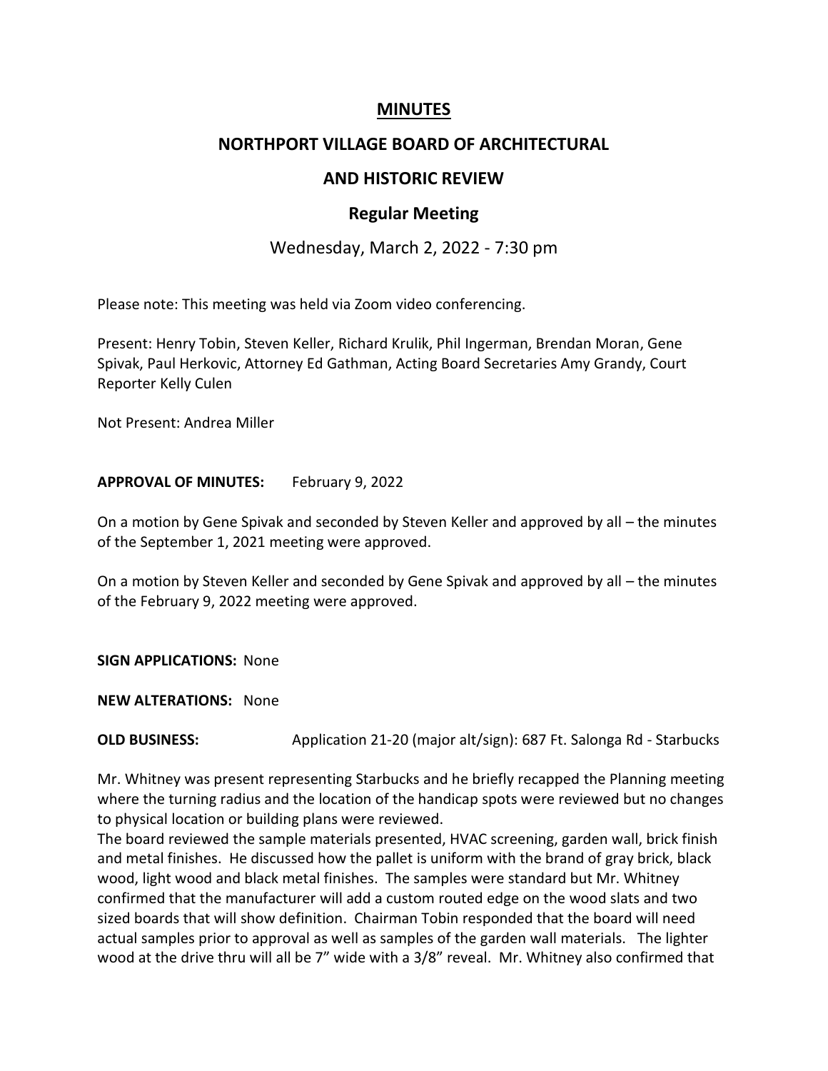# MINUTES

## NORTHPORT VILLAGE BOARD OF ARCHITECTURAL

## AND HISTORIC REVIEW

### Regular Meeting

Wednesday, March 2, 2022 - 7:30 pm

Please note: This meeting was held via Zoom video conferencing.

Present: Henry Tobin, Steven Keller, Richard Krulik, Phil Ingerman, Brendan Moran, Gene Spivak, Paul Herkovic, Attorney Ed Gathman, Acting Board Secretaries Amy Grandy, Court Reporter Kelly Culen

Not Present: Andrea Miller

**APPROVAL OF MINUTES:** February 9, 2022

On a motion by Gene Spivak and seconded by Steven Keller and approved by all – the minutes of the September 1, 2021 meeting were approved.

On a motion by Steven Keller and seconded by Gene Spivak and approved by all – the minutes of the February 9, 2022 meeting were approved.

**SIGN APPLICATIONS:** None

**NEW ALTERATIONS:** None

**OLD BUSINESS:** Application 21-20 (major alt/sign): 687 Ft. Salonga Rd - Starbucks

Mr. Whitney was present representing Starbucks and he briefly recapped the Planning meeting where the turning radius and the location of the handicap spots were reviewed but no changes to physical location or building plans were reviewed.

The board reviewed the sample materials presented, HVAC screening, garden wall, brick finish and metal finishes. He discussed how the pallet is uniform with the brand of gray brick, black wood, light wood and black metal finishes. The samples were standard but Mr. Whitney confirmed that the manufacturer will add a custom routed edge on the wood slats and two sized boards that will show definition. Chairman Tobin responded that the board will need actual samples prior to approval as well as samples of the garden wall materials. The lighter wood at the drive thru will all be 7" wide with a 3/8" reveal. Mr. Whitney also confirmed that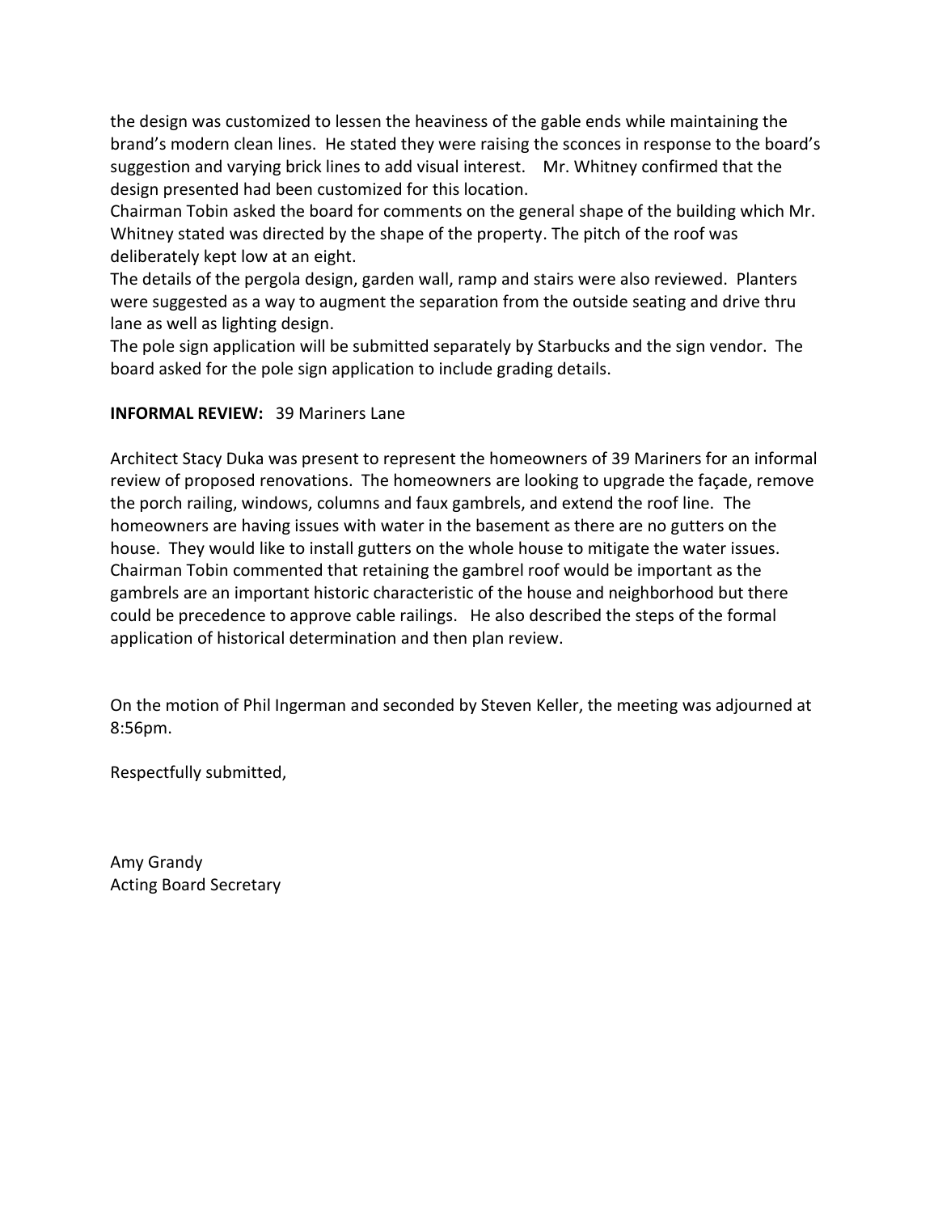the design was customized to lessen the heaviness of the gable ends while maintaining the brand's modern clean lines. He stated they were raising the sconces in response to the board's suggestion and varying brick lines to add visual interest. Mr. Whitney confirmed that the design presented had been customized for this location.
Chairman Tobin asked the board for comments on the general shape of the building which Mr. Whitney stated was directed by the shape of the property. The pitch of the roof was deliberately kept low at an eight.
The details of the pergola design, garden wall, ramp and stairs were also reviewed. Planters were suggested as a way to augment the separation from the outside seating and drive thru lane as well as lighting design.
The pole sign application will be submitted separately by Starbucks and the sign vendor. The board asked for the pole sign application to include grading details.

**INFORMAL REVIEW:** 39 Mariners Lane

Architect Stacy Duka was present to represent the homeowners of 39 Mariners for an informal review of proposed renovations. The homeowners are looking to upgrade the façade, remove the porch railing, windows, columns and faux gambrels, and extend the roof line. The homeowners are having issues with water in the basement as there are no gutters on the house. They would like to install gutters on the whole house to mitigate the water issues. Chairman Tobin commented that retaining the gambrel roof would be important as the gambrels are an important historic characteristic of the house and neighborhood but there could be precedence to approve cable railings. He also described the steps of the formal application of historical determination and then plan review.

On the motion of Phil Ingerman and seconded by Steven Keller, the meeting was adjourned at 8:56pm.

Respectfully submitted,

Amy Grandy
Acting Board Secretary